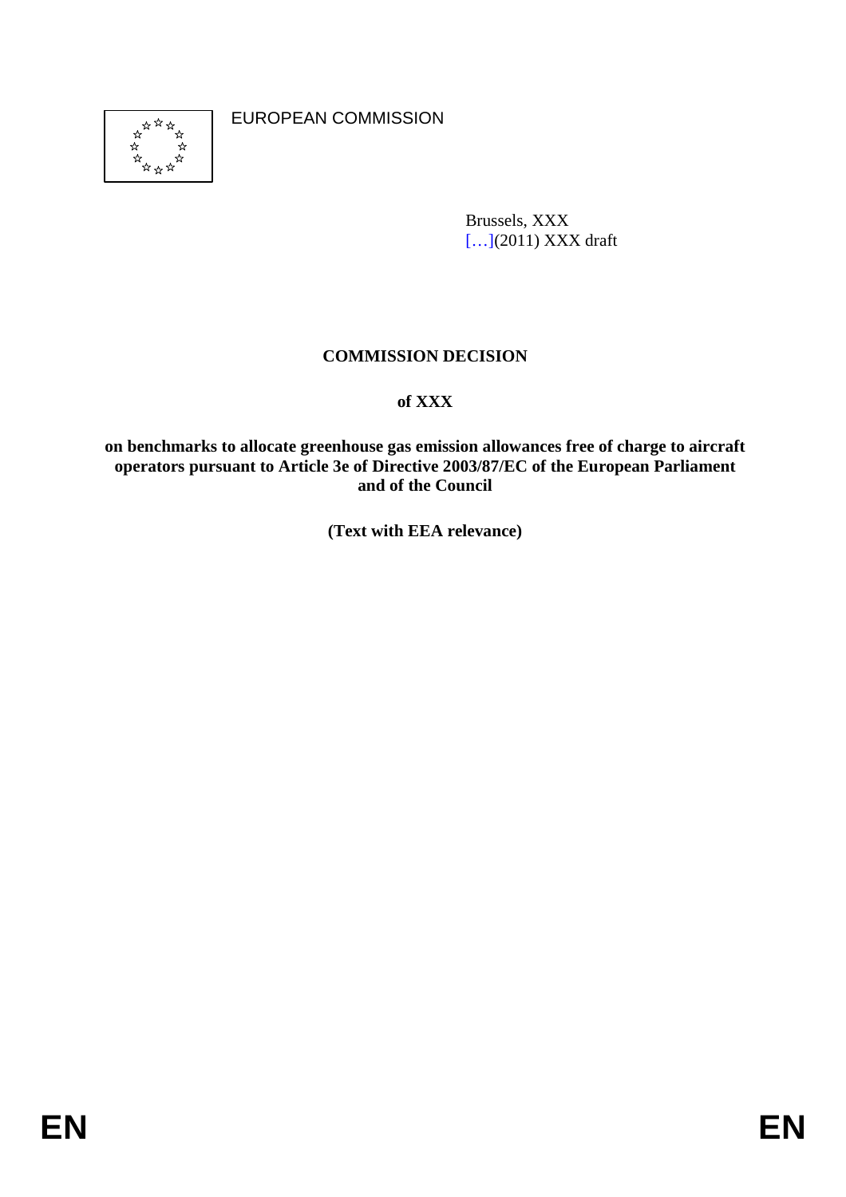EUROPEAN COMMISSION

Brussels, XXX
[…](2011) XXX draft

# COMMISSION DECISION

**of XXX**

**on benchmarks to allocate greenhouse gas emission allowances free of charge to aircraft operators pursuant to Article 3e of Directive 2003/87/EC of the European Parliament and of the Council**

**(Text with EEA relevance)**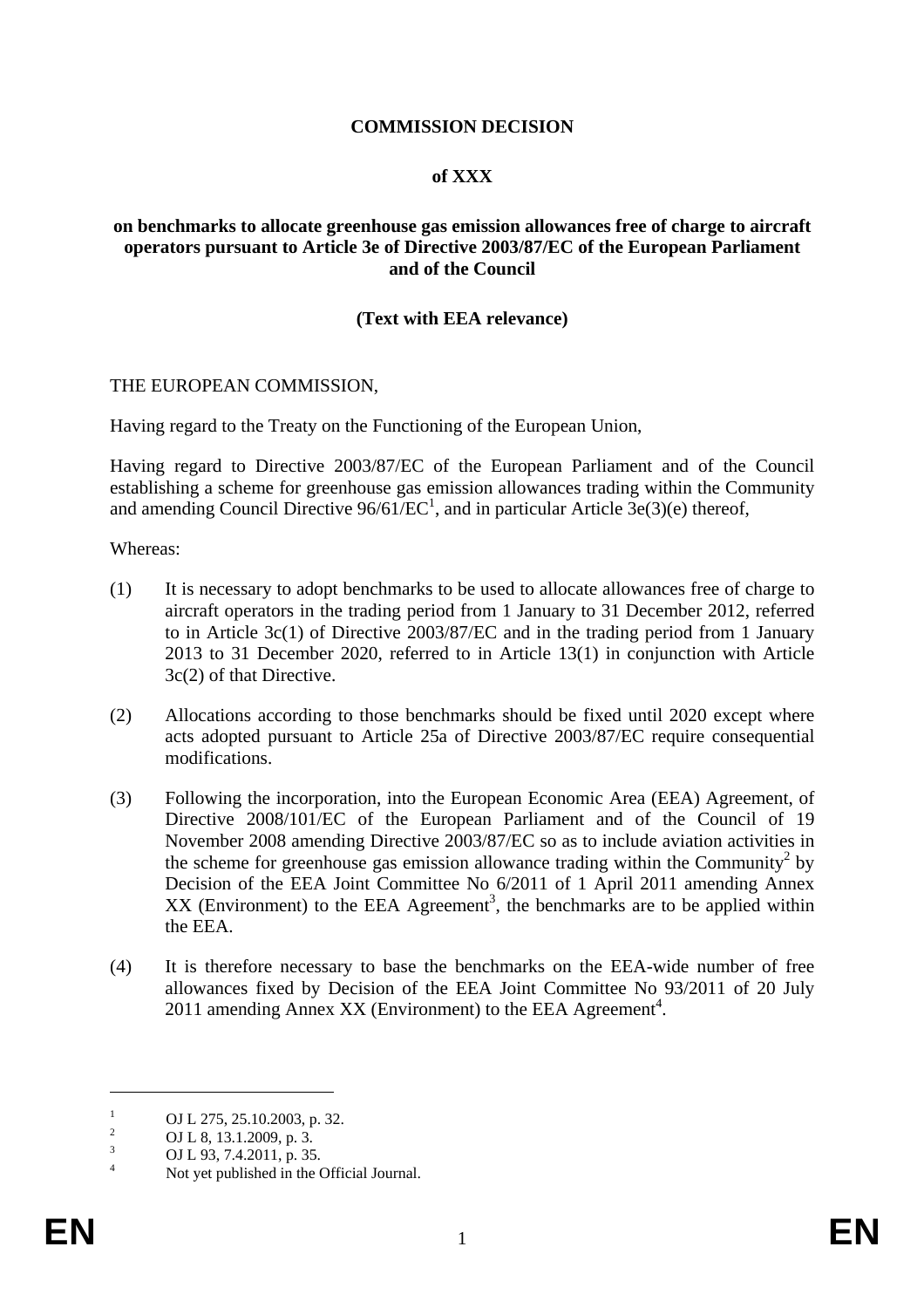**COMMISSION DECISION**

**of XXX**

**on benchmarks to allocate greenhouse gas emission allowances free of charge to aircraft operators pursuant to Article 3e of Directive 2003/87/EC of the European Parliament and of the Council**

**(Text with EEA relevance)**

THE EUROPEAN COMMISSION,

Having regard to the Treaty on the Functioning of the European Union,

Having regard to Directive 2003/87/EC of the European Parliament and of the Council establishing a scheme for greenhouse gas emission allowances trading within the Community and amending Council Directive 96/61/EC[1], and in particular Article 3e(3)(e) thereof,

Whereas:

(1) It is necessary to adopt benchmarks to be used to allocate allowances free of charge to aircraft operators in the trading period from 1 January to 31 December 2012, referred to in Article 3c(1) of Directive 2003/87/EC and in the trading period from 1 January 2013 to 31 December 2020, referred to in Article 13(1) in conjunction with Article 3c(2) of that Directive.

(2) Allocations according to those benchmarks should be fixed until 2020 except where acts adopted pursuant to Article 25a of Directive 2003/87/EC require consequential modifications.

(3) Following the incorporation, into the European Economic Area (EEA) Agreement, of Directive 2008/101/EC of the European Parliament and of the Council of 19 November 2008 amending Directive 2003/87/EC so as to include aviation activities in the scheme for greenhouse gas emission allowance trading within the Community[2] by Decision of the EEA Joint Committee No 6/2011 of 1 April 2011 amending Annex XX (Environment) to the EEA Agreement[3], the benchmarks are to be applied within the EEA.

(4) It is therefore necessary to base the benchmarks on the EEA-wide number of free allowances fixed by Decision of the EEA Joint Committee No 93/2011 of 20 July 2011 amending Annex XX (Environment) to the EEA Agreement[4].

---

[1] OJ L 275, 25.10.2003, p. 32.
[2] OJ L 8, 13.1.2009, p. 3.
[3] OJ L 93, 7.4.2011, p. 35.
[4] Not yet published in the Official Journal.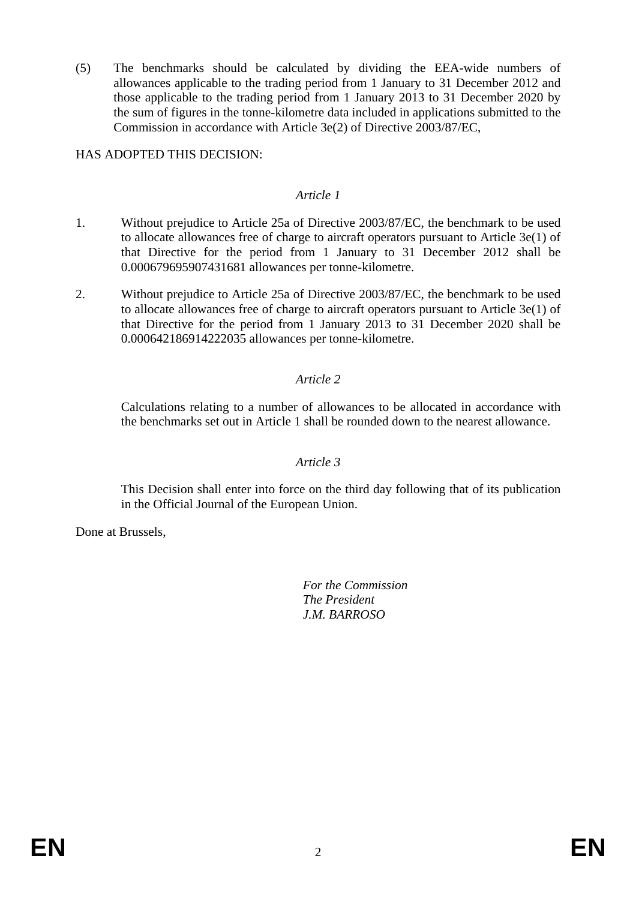(5) The benchmarks should be calculated by dividing the EEA-wide numbers of allowances applicable to the trading period from 1 January to 31 December 2012 and those applicable to the trading period from 1 January 2013 to 31 December 2020 by the sum of figures in the tonne-kilometre data included in applications submitted to the Commission in accordance with Article 3e(2) of Directive 2003/87/EC,

HAS ADOPTED THIS DECISION:

*Article 1*

1. Without prejudice to Article 25a of Directive 2003/87/EC, the benchmark to be used to allocate allowances free of charge to aircraft operators pursuant to Article 3e(1) of that Directive for the period from 1 January to 31 December 2012 shall be 0.000679695907431681 allowances per tonne-kilometre.

2. Without prejudice to Article 25a of Directive 2003/87/EC, the benchmark to be used to allocate allowances free of charge to aircraft operators pursuant to Article 3e(1) of that Directive for the period from 1 January 2013 to 31 December 2020 shall be 0.000642186914222035 allowances per tonne-kilometre.

*Article 2*

Calculations relating to a number of allowances to be allocated in accordance with the benchmarks set out in Article 1 shall be rounded down to the nearest allowance.

*Article 3*

This Decision shall enter into force on the third day following that of its publication in the Official Journal of the European Union.

Done at Brussels,

*For the Commission*
*The President*
*J.M. BARROSO*